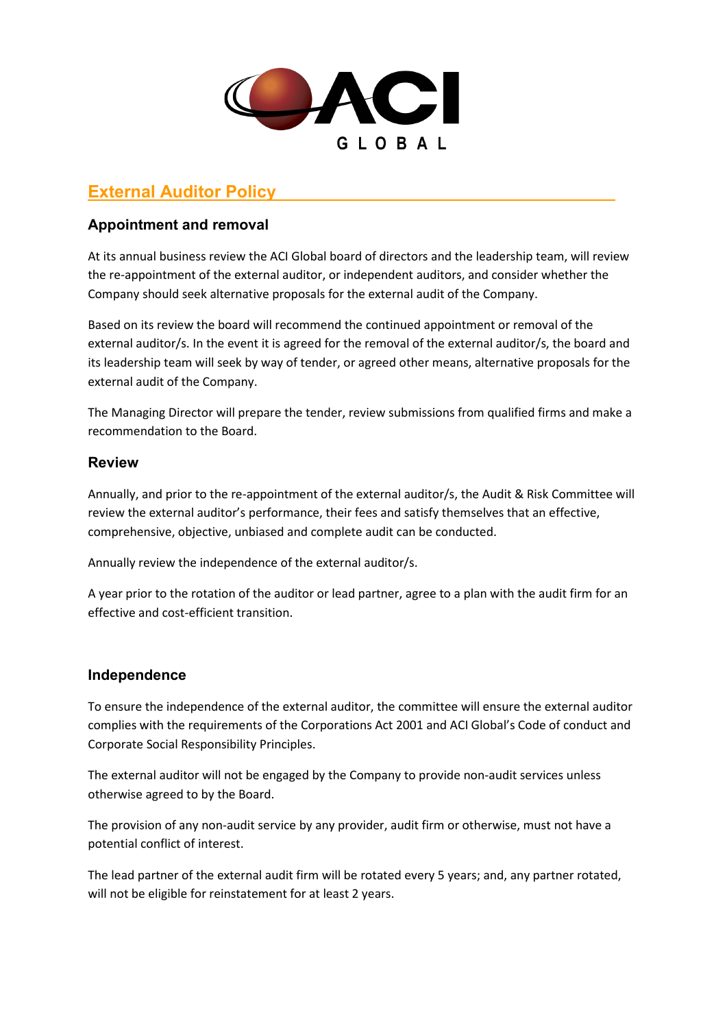# External Auditor Policy

## Appointment and removal

At its annual business review the ACI Global board of directors and the leadership team, will review the re-appointment of the external auditor, or independent auditors, and consider whether the Company should seek alternative proposals for the external audit of the Company.

Based on its review the board will recommend the continued appointment or removal of the external auditor/s. In the event it is agreed for the removal of the external auditor/s, the board and its leadership team will seek by way of tender, or agreed other means, alternative proposals for the external audit of the Company.

The Managing Director will prepare the tender, review submissions from qualified firms and make a recommendation to the Board.

## Review

Annually, and prior to the re-appointment of the external auditor/s, the Audit & Risk Committee will review the external auditor's performance, their fees and satisfy themselves that an effective, comprehensive, objective, unbiased and complete audit can be conducted.

Annually review the independence of the external auditor/s.

A year prior to the rotation of the auditor or lead partner, agree to a plan with the audit firm for an effective and cost-efficient transition.

## Independence

To ensure the independence of the external auditor, the committee will ensure the external auditor complies with the requirements of the Corporations Act 2001 and ACI Global's Code of conduct and Corporate Social Responsibility Principles.

The external auditor will not be engaged by the Company to provide non-audit services unless otherwise agreed to by the Board.

The provision of any non-audit service by any provider, audit firm or otherwise, must not have a potential conflict of interest.

The lead partner of the external audit firm will be rotated every 5 years; and, any partner rotated, will not be eligible for reinstatement for at least 2 years.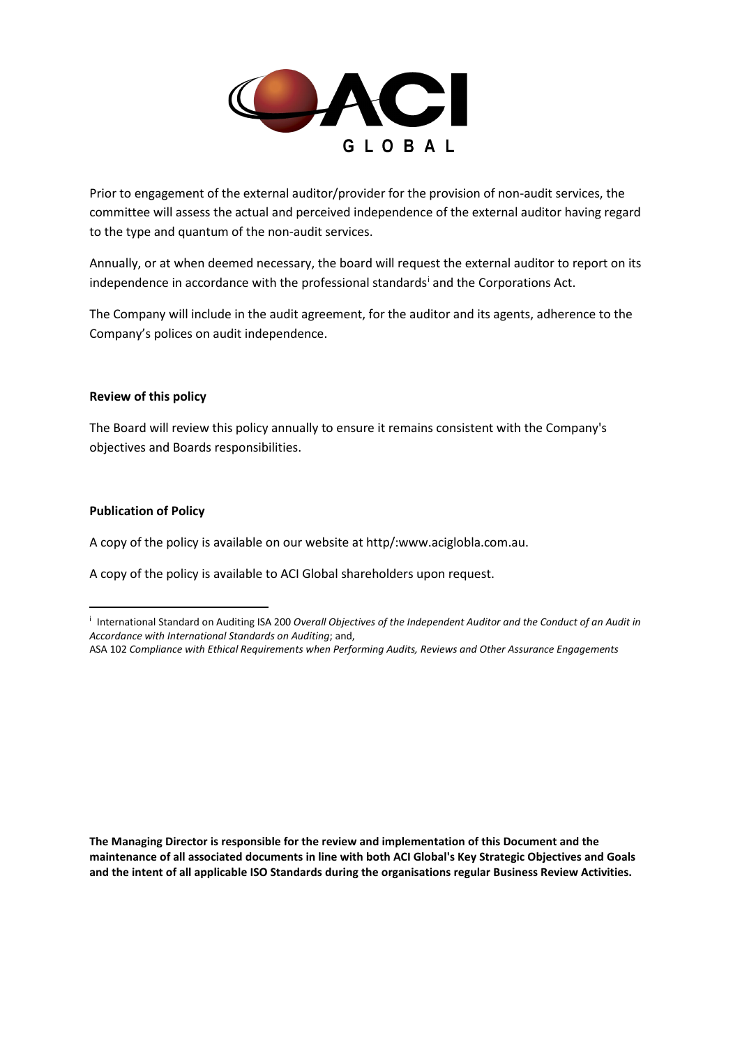Prior to engagement of the external auditor/provider for the provision of non-audit services, the committee will assess the actual and perceived independence of the external auditor having regard to the type and quantum of the non-audit services.

Annually, or at when deemed necessary, the board will request the external auditor to report on its independence in accordance with the professional standards[i] and the Corporations Act.

The Company will include in the audit agreement, for the auditor and its agents, adherence to the Company's polices on audit independence.

**Review of this policy**

The Board will review this policy annually to ensure it remains consistent with the Company's objectives and Boards responsibilities.

**Publication of Policy**

A copy of the policy is available on our website at http/:www.aciglobla.com.au.

A copy of the policy is available to ACI Global shareholders upon request.

[i] International Standard on Auditing ISA 200 *Overall Objectives of the Independent Auditor and the Conduct of an Audit in Accordance with International Standards on Auditing*; and,
ASA 102 *Compliance with Ethical Requirements when Performing Audits, Reviews and Other Assurance Engagements*

**The Managing Director is responsible for the review and implementation of this Document and the maintenance of all associated documents in line with both ACI Global's Key Strategic Objectives and Goals and the intent of all applicable ISO Standards during the organisations regular Business Review Activities.**